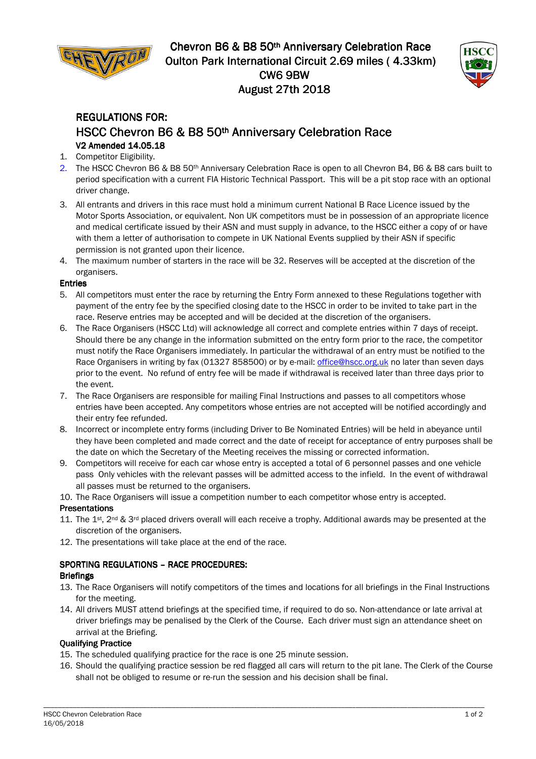# Chevron B6 & B8 50th Anniversary Celebration Race

Oulton Park International Circuit 2.69 miles ( 4.33km)
CW6 9BW
August 27th 2018

## REGULATIONS FOR:

## HSCC Chevron B6 & B8 50th Anniversary Celebration Race

**V2 Amended 14.05.18**

1. Competitor Eligibility.
2. The HSCC Chevron B6 & B8 50th Anniversary Celebration Race is open to all Chevron B4, B6 & B8 cars built to period specification with a current FIA Historic Technical Passport. This will be a pit stop race with an optional driver change.
3. All entrants and drivers in this race must hold a minimum current National B Race Licence issued by the Motor Sports Association, or equivalent. Non UK competitors must be in possession of an appropriate licence and medical certificate issued by their ASN and must supply in advance, to the HSCC either a copy of or have with them a letter of authorisation to compete in UK National Events supplied by their ASN if specific permission is not granted upon their licence.
4. The maximum number of starters in the race will be 32. Reserves will be accepted at the discretion of the organisers.

### Entries

5. All competitors must enter the race by returning the Entry Form annexed to these Regulations together with payment of the entry fee by the specified closing date to the HSCC in order to be invited to take part in the race. Reserve entries may be accepted and will be decided at the discretion of the organisers.
6. The Race Organisers (HSCC Ltd) will acknowledge all correct and complete entries within 7 days of receipt. Should there be any change in the information submitted on the entry form prior to the race, the competitor must notify the Race Organisers immediately. In particular the withdrawal of an entry must be notified to the Race Organisers in writing by fax (01327 858500) or by e-mail: office@hscc.org.uk no later than seven days prior to the event. No refund of entry fee will be made if withdrawal is received later than three days prior to the event.
7. The Race Organisers are responsible for mailing Final Instructions and passes to all competitors whose entries have been accepted. Any competitors whose entries are not accepted will be notified accordingly and their entry fee refunded.
8. Incorrect or incomplete entry forms (including Driver to Be Nominated Entries) will be held in abeyance until they have been completed and made correct and the date of receipt for acceptance of entry purposes shall be the date on which the Secretary of the Meeting receives the missing or corrected information.
9. Competitors will receive for each car whose entry is accepted a total of 6 personnel passes and one vehicle pass Only vehicles with the relevant passes will be admitted access to the infield. In the event of withdrawal all passes must be returned to the organisers.
10. The Race Organisers will issue a competition number to each competitor whose entry is accepted.

### Presentations

11. The 1st, 2nd & 3rd placed drivers overall will each receive a trophy. Additional awards may be presented at the discretion of the organisers.
12. The presentations will take place at the end of the race.

## SPORTING REGULATIONS – RACE PROCEDURES:

### Briefings

13. The Race Organisers will notify competitors of the times and locations for all briefings in the Final Instructions for the meeting.
14. All drivers MUST attend briefings at the specified time, if required to do so. Non-attendance or late arrival at driver briefings may be penalised by the Clerk of the Course. Each driver must sign an attendance sheet on arrival at the Briefing.

### Qualifying Practice

15. The scheduled qualifying practice for the race is one 25 minute session.
16. Should the qualifying practice session be red flagged all cars will return to the pit lane. The Clerk of the Course shall not be obliged to resume or re-run the session and his decision shall be final.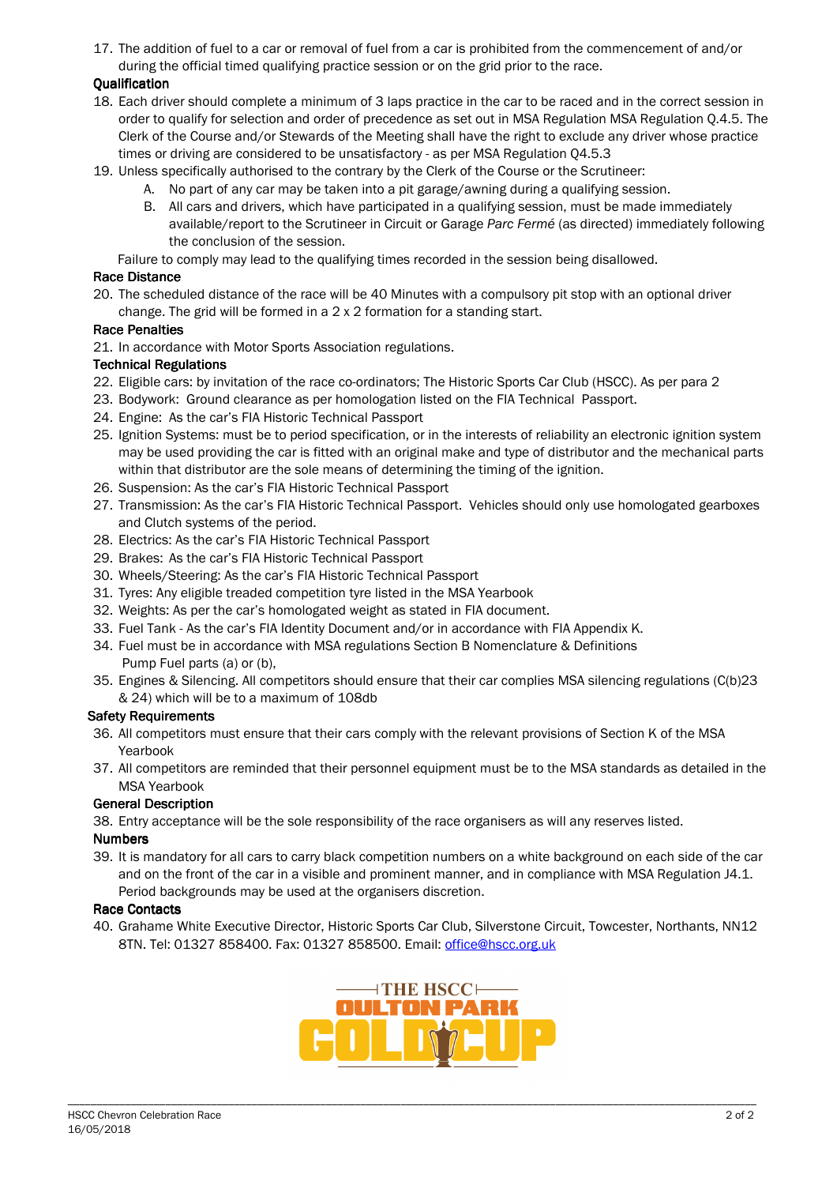17. The addition of fuel to a car or removal of fuel from a car is prohibited from the commencement of and/or during the official timed qualifying practice session or on the grid prior to the race.

### Qualification

18. Each driver should complete a minimum of 3 laps practice in the car to be raced and in the correct session in order to qualify for selection and order of precedence as set out in MSA Regulation MSA Regulation Q.4.5. The Clerk of the Course and/or Stewards of the Meeting shall have the right to exclude any driver whose practice times or driving are considered to be unsatisfactory - as per MSA Regulation Q4.5.3
19. Unless specifically authorised to the contrary by the Clerk of the Course or the Scrutineer:
    A. No part of any car may be taken into a pit garage/awning during a qualifying session.
    B. All cars and drivers, which have participated in a qualifying session, must be made immediately available/report to the Scrutineer in Circuit or Garage *Parc Fermé* (as directed) immediately following the conclusion of the session.

    Failure to comply may lead to the qualifying times recorded in the session being disallowed.

### Race Distance

20. The scheduled distance of the race will be 40 Minutes with a compulsory pit stop with an optional driver change. The grid will be formed in a 2 x 2 formation for a standing start.

### Race Penalties

21. In accordance with Motor Sports Association regulations.

### Technical Regulations

22. Eligible cars: by invitation of the race co-ordinators; The Historic Sports Car Club (HSCC). As per para 2
23. Bodywork: Ground clearance as per homologation listed on the FIA Technical Passport.
24. Engine: As the car's FIA Historic Technical Passport
25. Ignition Systems: must be to period specification, or in the interests of reliability an electronic ignition system may be used providing the car is fitted with an original make and type of distributor and the mechanical parts within that distributor are the sole means of determining the timing of the ignition.
26. Suspension: As the car's FIA Historic Technical Passport
27. Transmission: As the car's FIA Historic Technical Passport. Vehicles should only use homologated gearboxes and Clutch systems of the period.
28. Electrics: As the car's FIA Historic Technical Passport
29. Brakes: As the car's FIA Historic Technical Passport
30. Wheels/Steering: As the car's FIA Historic Technical Passport
31. Tyres: Any eligible treaded competition tyre listed in the MSA Yearbook
32. Weights: As per the car's homologated weight as stated in FIA document.
33. Fuel Tank - As the car's FIA Identity Document and/or in accordance with FIA Appendix K.
34. Fuel must be in accordance with MSA regulations Section B Nomenclature & Definitions Pump Fuel parts (a) or (b),
35. Engines & Silencing. All competitors should ensure that their car complies MSA silencing regulations (C(b)23 & 24) which will be to a maximum of 108db

### Safety Requirements

36. All competitors must ensure that their cars comply with the relevant provisions of Section K of the MSA Yearbook
37. All competitors are reminded that their personnel equipment must be to the MSA standards as detailed in the MSA Yearbook

### General Description

38. Entry acceptance will be the sole responsibility of the race organisers as will any reserves listed.

### Numbers

39. It is mandatory for all cars to carry black competition numbers on a white background on each side of the car and on the front of the car in a visible and prominent manner, and in compliance with MSA Regulation J4.1. Period backgrounds may be used at the organisers discretion.

### Race Contacts

40. Grahame White Executive Director, Historic Sports Car Club, Silverstone Circuit, Towcester, Northants, NN12 8TN. Tel: 01327 858400. Fax: 01327 858500. Email: office@hscc.org.uk

THE HSCC OULTON PARK GOLD CUP